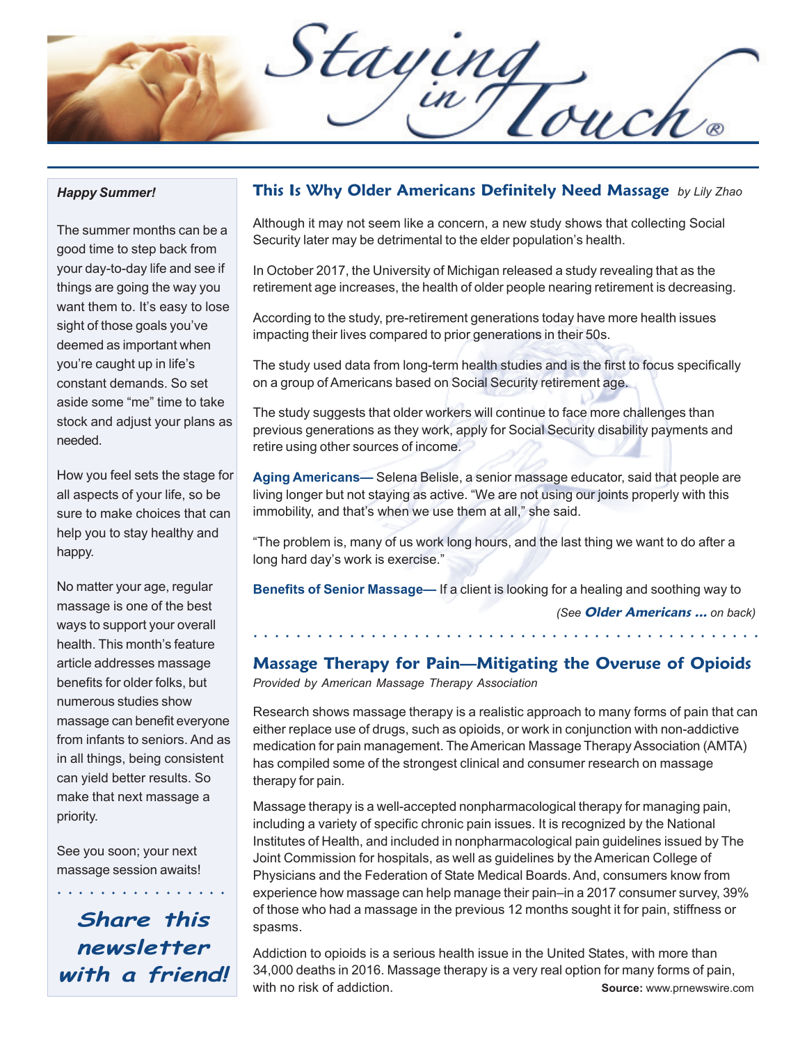# Staying in Touch®

*Happy Summer!*

The summer months can be a good time to step back from your day-to-day life and see if things are going the way you want them to. It's easy to lose sight of those goals you've deemed as important when you're caught up in life's constant demands. So set aside some "me" time to take stock and adjust your plans as needed.

How you feel sets the stage for all aspects of your life, so be sure to make choices that can help you to stay healthy and happy.

No matter your age, regular massage is one of the best ways to support your overall health. This month's feature article addresses massage benefits for older folks, but numerous studies show massage can benefit everyone from infants to seniors. And as in all things, being consistent can yield better results. So make that next massage a priority.

See you soon; your next massage session awaits!

***Share this newsletter with a friend!***

## This Is Why Older Americans Definitely Need Massage *by Lily Zhao*

Although it may not seem like a concern, a new study shows that collecting Social Security later may be detrimental to the elder population's health.

In October 2017, the University of Michigan released a study revealing that as the retirement age increases, the health of older people nearing retirement is decreasing.

According to the study, pre-retirement generations today have more health issues impacting their lives compared to prior generations in their 50s.

The study used data from long-term health studies and is the first to focus specifically on a group of Americans based on Social Security retirement age.

The study suggests that older workers will continue to face more challenges than previous generations as they work, apply for Social Security disability payments and retire using other sources of income.

**Aging Americans—** Selena Belisle, a senior massage educator, said that people are living longer but not staying as active. "We are not using our joints properly with this immobility, and that's when we use them at all," she said.

"The problem is, many of us work long hours, and the last thing we want to do after a long hard day's work is exercise."

**Benefits of Senior Massage—** If a client is looking for a healing and soothing way to

*(See **Older Americans ...** on back)*

## Massage Therapy for Pain—Mitigating the Overuse of Opioids

*Provided by American Massage Therapy Association*

Research shows massage therapy is a realistic approach to many forms of pain that can either replace use of drugs, such as opioids, or work in conjunction with non-addictive medication for pain management. The American Massage Therapy Association (AMTA) has compiled some of the strongest clinical and consumer research on massage therapy for pain.

Massage therapy is a well-accepted nonpharmacological therapy for managing pain, including a variety of specific chronic pain issues. It is recognized by the National Institutes of Health, and included in nonpharmacological pain guidelines issued by The Joint Commission for hospitals, as well as guidelines by the American College of Physicians and the Federation of State Medical Boards. And, consumers know from experience how massage can help manage their pain–in a 2017 consumer survey, 39% of those who had a massage in the previous 12 months sought it for pain, stiffness or spasms.

Addiction to opioids is a serious health issue in the United States, with more than 34,000 deaths in 2016. Massage therapy is a very real option for many forms of pain, with no risk of addiction.

**Source:** www.prnewswire.com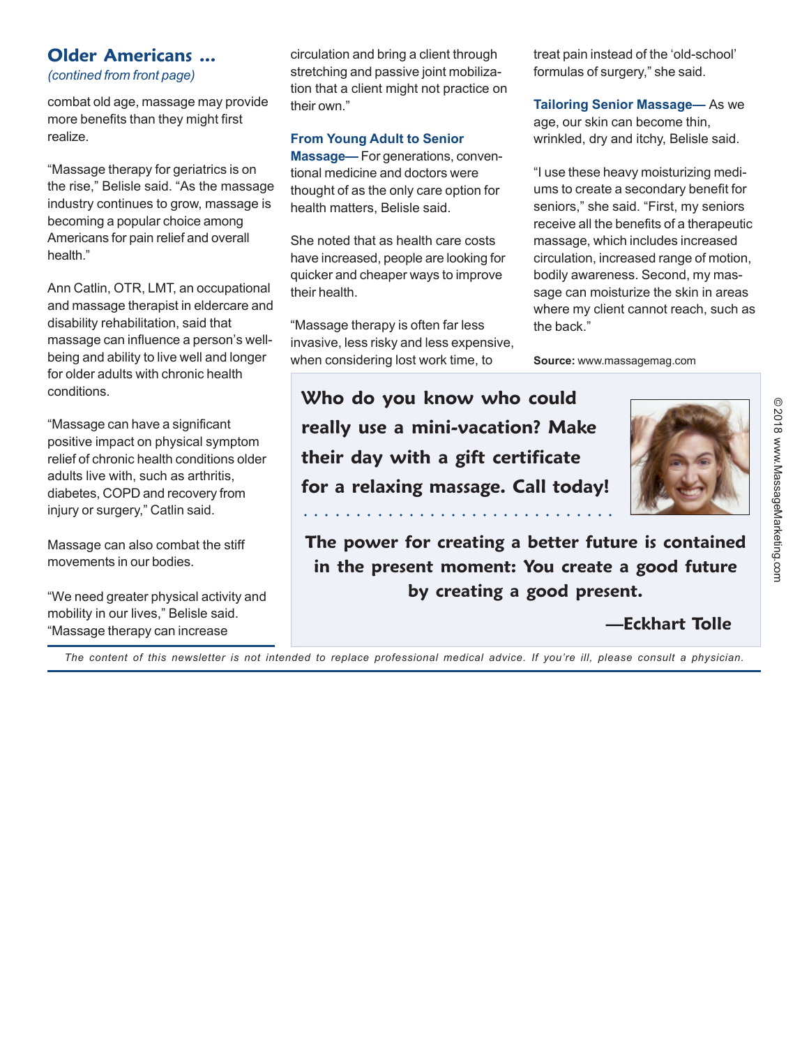## Older Americans ...

*(contined from front page)*

combat old age, massage may provide more benefits than they might first realize.

"Massage therapy for geriatrics is on the rise," Belisle said. "As the massage industry continues to grow, massage is becoming a popular choice among Americans for pain relief and overall health."

Ann Catlin, OTR, LMT, an occupational and massage therapist in eldercare and disability rehabilitation, said that massage can influence a person's well-being and ability to live well and longer for older adults with chronic health conditions.

"Massage can have a significant positive impact on physical symptom relief of chronic health conditions older adults live with, such as arthritis, diabetes, COPD and recovery from injury or surgery," Catlin said.

Massage can also combat the stiff movements in our bodies.

"We need greater physical activity and mobility in our lives," Belisle said. "Massage therapy can increase circulation and bring a client through stretching and passive joint mobilization that a client might not practice on their own."

**From Young Adult to Senior Massage—** For generations, conventional medicine and doctors were thought of as the only care option for health matters, Belisle said.

She noted that as health care costs have increased, people are looking for quicker and cheaper ways to improve their health.

"Massage therapy is often far less invasive, less risky and less expensive, when considering lost work time, to treat pain instead of the 'old-school' formulas of surgery," she said.

**Tailoring Senior Massage—** As we age, our skin can become thin, wrinkled, dry and itchy, Belisle said.

"I use these heavy moisturizing mediums to create a secondary benefit for seniors," she said. "First, my seniors receive all the benefits of a therapeutic massage, which includes increased circulation, increased range of motion, bodily awareness. Second, my massage can moisturize the skin in areas where my client cannot reach, such as the back."

**Source:** www.massagemag.com

**Who do you know who could really use a mini-vacation? Make their day with a gift certificate for a relaxing massage. Call today!**

**The power for creating a better future is contained in the present moment: You create a good future by creating a good present.**

**—Eckhart Tolle**

© 2018 www.MassageMarketing.com

*The content of this newsletter is not intended to replace professional medical advice. If you're ill, please consult a physician.*